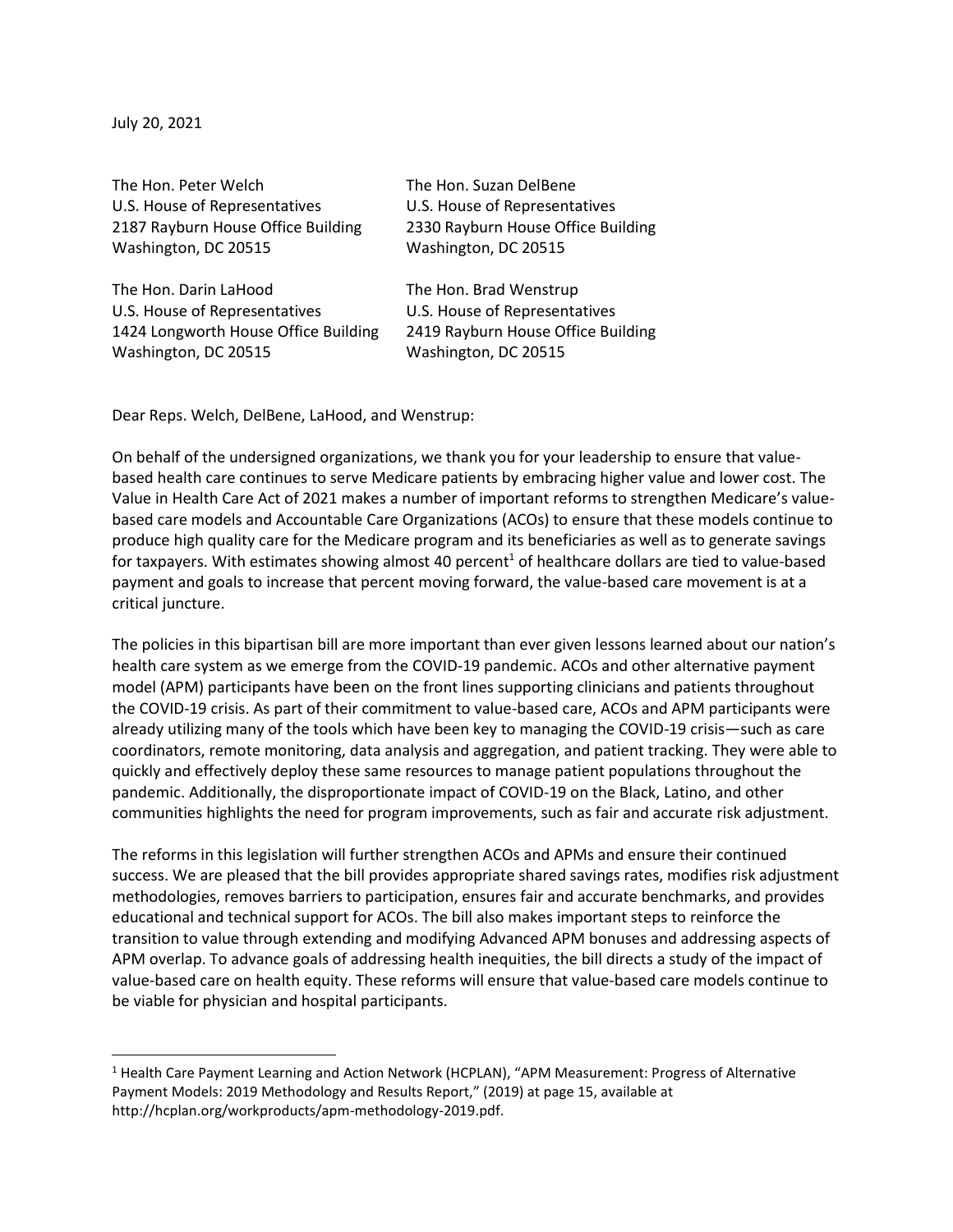July 20, 2021

The Hon. Peter Welch
U.S. House of Representatives
2187 Rayburn House Office Building
Washington, DC 20515

The Hon. Suzan DelBene
U.S. House of Representatives
2330 Rayburn House Office Building
Washington, DC 20515

The Hon. Darin LaHood
U.S. House of Representatives
1424 Longworth House Office Building
Washington, DC 20515

The Hon. Brad Wenstrup
U.S. House of Representatives
2419 Rayburn House Office Building
Washington, DC 20515

Dear Reps. Welch, DelBene, LaHood, and Wenstrup:

On behalf of the undersigned organizations, we thank you for your leadership to ensure that value-based health care continues to serve Medicare patients by embracing higher value and lower cost. The Value in Health Care Act of 2021 makes a number of important reforms to strengthen Medicare's value-based care models and Accountable Care Organizations (ACOs) to ensure that these models continue to produce high quality care for the Medicare program and its beneficiaries as well as to generate savings for taxpayers. With estimates showing almost 40 percent[1] of healthcare dollars are tied to value-based payment and goals to increase that percent moving forward, the value-based care movement is at a critical juncture.

The policies in this bipartisan bill are more important than ever given lessons learned about our nation's health care system as we emerge from the COVID-19 pandemic. ACOs and other alternative payment model (APM) participants have been on the front lines supporting clinicians and patients throughout the COVID-19 crisis. As part of their commitment to value-based care, ACOs and APM participants were already utilizing many of the tools which have been key to managing the COVID-19 crisis—such as care coordinators, remote monitoring, data analysis and aggregation, and patient tracking. They were able to quickly and effectively deploy these same resources to manage patient populations throughout the pandemic. Additionally, the disproportionate impact of COVID-19 on the Black, Latino, and other communities highlights the need for program improvements, such as fair and accurate risk adjustment.

The reforms in this legislation will further strengthen ACOs and APMs and ensure their continued success. We are pleased that the bill provides appropriate shared savings rates, modifies risk adjustment methodologies, removes barriers to participation, ensures fair and accurate benchmarks, and provides educational and technical support for ACOs. The bill also makes important steps to reinforce the transition to value through extending and modifying Advanced APM bonuses and addressing aspects of APM overlap. To advance goals of addressing health inequities, the bill directs a study of the impact of value-based care on health equity. These reforms will ensure that value-based care models continue to be viable for physician and hospital participants.

[1] Health Care Payment Learning and Action Network (HCPLAN), "APM Measurement: Progress of Alternative Payment Models: 2019 Methodology and Results Report," (2019) at page 15, available at http://hcplan.org/workproducts/apm-methodology-2019.pdf.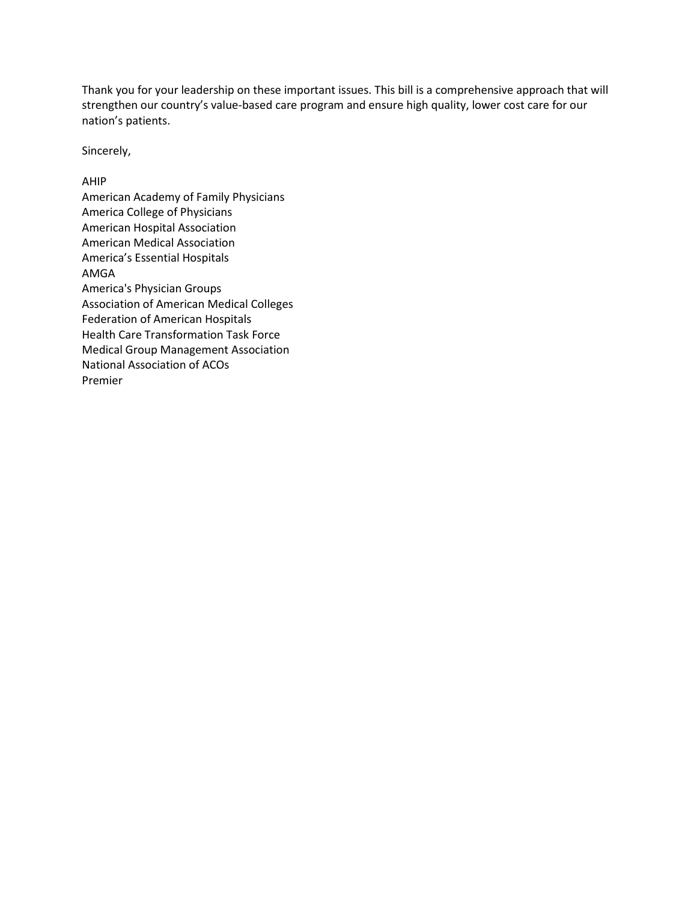Thank you for your leadership on these important issues. This bill is a comprehensive approach that will strengthen our country's value-based care program and ensure high quality, lower cost care for our nation's patients.

Sincerely,

AHIP  
American Academy of Family Physicians  
America College of Physicians  
American Hospital Association  
American Medical Association  
America's Essential Hospitals  
AMGA  
America's Physician Groups  
Association of American Medical Colleges  
Federation of American Hospitals  
Health Care Transformation Task Force  
Medical Group Management Association  
National Association of ACOs  
Premier